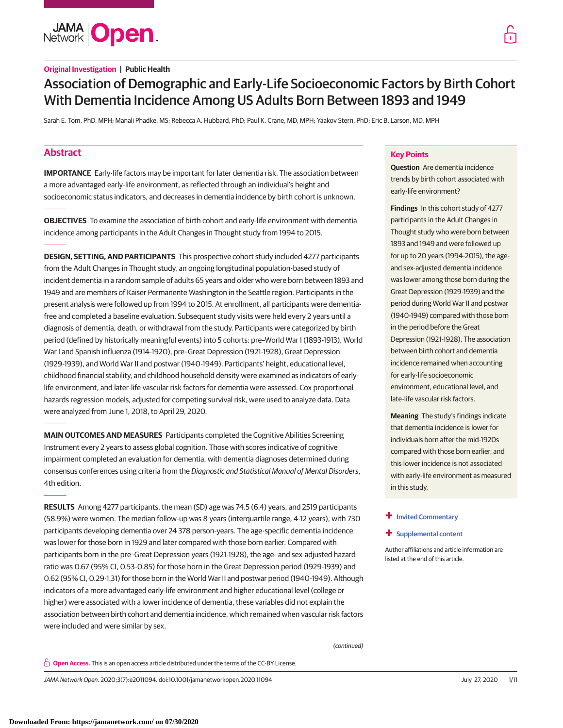**Original Investigation | Public Health**

# Association of Demographic and Early-Life Socioeconomic Factors by Birth Cohort With Dementia Incidence Among US Adults Born Between 1893 and 1949

Sarah E. Tom, PhD, MPH; Manali Phadke, MS; Rebecca A. Hubbard, PhD; Paul K. Crane, MD, MPH; Yaakov Stern, PhD; Eric B. Larson, MD, MPH

## Abstract

**IMPORTANCE** Early-life factors may be important for later dementia risk. The association between a more advantaged early-life environment, as reflected through an individual's height and socioeconomic status indicators, and decreases in dementia incidence by birth cohort is unknown.

**OBJECTIVES** To examine the association of birth cohort and early-life environment with dementia incidence among participants in the Adult Changes in Thought study from 1994 to 2015.

**DESIGN, SETTING, AND PARTICIPANTS** This prospective cohort study included 4277 participants from the Adult Changes in Thought study, an ongoing longitudinal population-based study of incident dementia in a random sample of adults 65 years and older who were born between 1893 and 1949 and are members of Kaiser Permanente Washington in the Seattle region. Participants in the present analysis were followed up from 1994 to 2015. At enrollment, all participants were dementia-free and completed a baseline evaluation. Subsequent study visits were held every 2 years until a diagnosis of dementia, death, or withdrawal from the study. Participants were categorized by birth period (defined by historically meaningful events) into 5 cohorts: pre–World War I (1893-1913), World War I and Spanish influenza (1914-1920), pre–Great Depression (1921-1928), Great Depression (1929-1939), and World War II and postwar (1940-1949). Participants' height, educational level, childhood financial stability, and childhood household density were examined as indicators of early-life environment, and later-life vascular risk factors for dementia were assessed. Cox proportional hazards regression models, adjusted for competing survival risk, were used to analyze data. Data were analyzed from June 1, 2018, to April 29, 2020.

**MAIN OUTCOMES AND MEASURES** Participants completed the Cognitive Abilities Screening Instrument every 2 years to assess global cognition. Those with scores indicative of cognitive impairment completed an evaluation for dementia, with dementia diagnoses determined during consensus conferences using criteria from the *Diagnostic and Statistical Manual of Mental Disorders*, 4th edition.

**RESULTS** Among 4277 participants, the mean (SD) age was 74.5 (6.4) years, and 2519 participants (58.9%) were women. The median follow-up was 8 years (interquartile range, 4-12 years), with 730 participants developing dementia over 24 378 person-years. The age-specific dementia incidence was lower for those born in 1929 and later compared with those born earlier. Compared with participants born in the pre–Great Depression years (1921-1928), the age- and sex-adjusted hazard ratio was 0.67 (95% CI, 0.53-0.85) for those born in the Great Depression period (1929-1939) and 0.62 (95% CI, 0.29-1.31) for those born in the World War II and postwar period (1940-1949). Although indicators of a more advantaged early-life environment and higher educational level (college or higher) were associated with a lower incidence of dementia, these variables did not explain the association between birth cohort and dementia incidence, which remained when vascular risk factors were included and were similar by sex.

*(continued)*

## Key Points

**Question** Are dementia incidence trends by birth cohort associated with early-life environment?

**Findings** In this cohort study of 4277 participants in the Adult Changes in Thought study who were born between 1893 and 1949 and were followed up for up to 20 years (1994-2015), the age- and sex-adjusted dementia incidence was lower among those born during the Great Depression (1929-1939) and the period during World War II and postwar (1940-1949) compared with those born in the period before the Great Depression (1921-1928). The association between birth cohort and dementia incidence remained when accounting for early-life socioeconomic environment, educational level, and late-life vascular risk factors.

**Meaning** The study's findings indicate that dementia incidence is lower for individuals born after the mid-1920s compared with those born earlier, and this lower incidence is not associated with early-life environment as measured in this study.

+ Invited Commentary

+ Supplemental content

Author affiliations and article information are listed at the end of this article.

**Open Access.** This is an open access article distributed under the terms of the CC-BY License.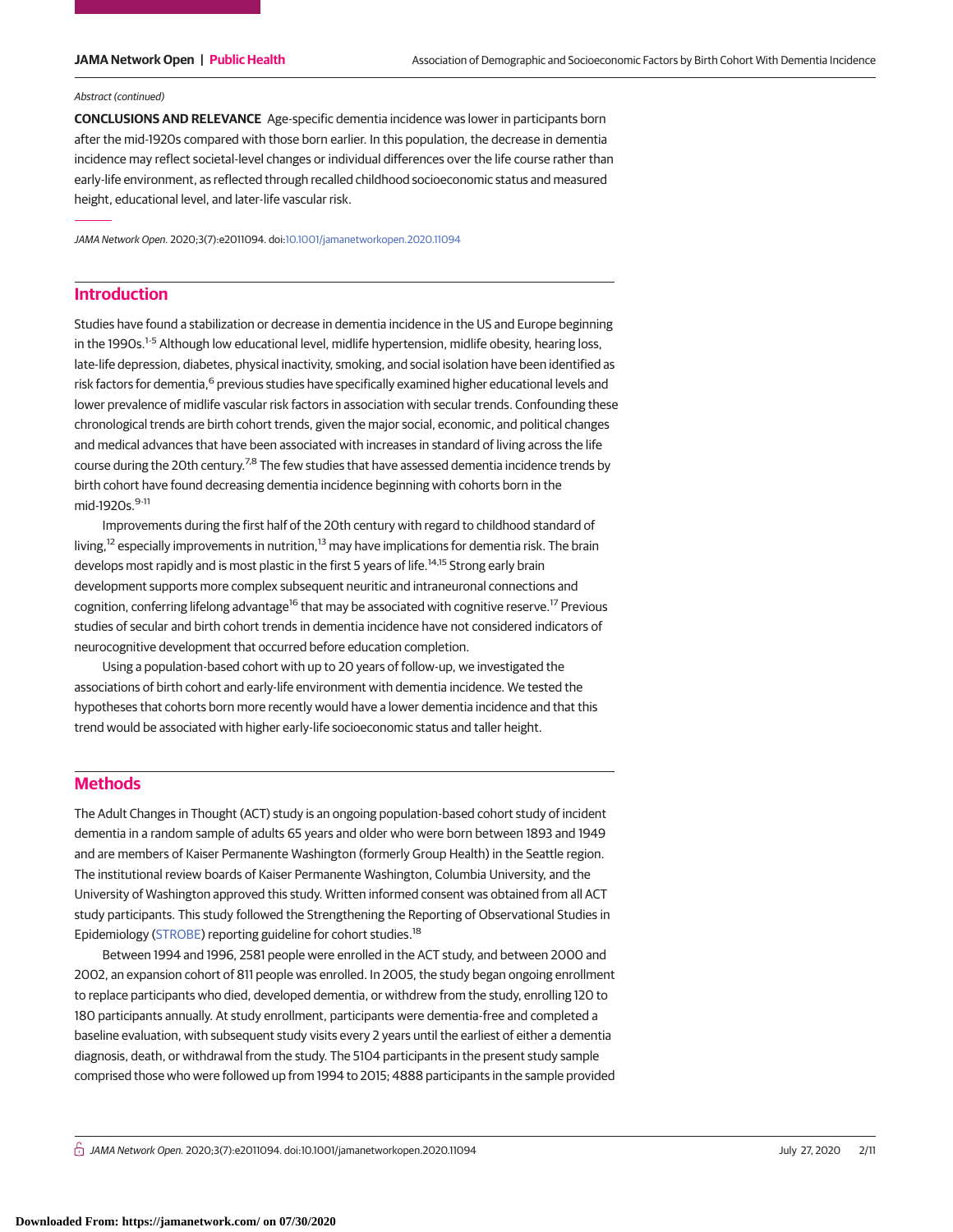*Abstract (continued)*

**CONCLUSIONS AND RELEVANCE** Age-specific dementia incidence was lower in participants born after the mid-1920s compared with those born earlier. In this population, the decrease in dementia incidence may reflect societal-level changes or individual differences over the life course rather than early-life environment, as reflected through recalled childhood socioeconomic status and measured height, educational level, and later-life vascular risk.

*JAMA Network Open*. 2020;3(7):e2011094. doi:10.1001/jamanetworkopen.2020.11094

## Introduction

Studies have found a stabilization or decrease in dementia incidence in the US and Europe beginning in the 1990s.[1-5] Although low educational level, midlife hypertension, midlife obesity, hearing loss, late-life depression, diabetes, physical inactivity, smoking, and social isolation have been identified as risk factors for dementia,[6] previous studies have specifically examined higher educational levels and lower prevalence of midlife vascular risk factors in association with secular trends. Confounding these chronological trends are birth cohort trends, given the major social, economic, and political changes and medical advances that have been associated with increases in standard of living across the life course during the 20th century.[7,8] The few studies that have assessed dementia incidence trends by birth cohort have found decreasing dementia incidence beginning with cohorts born in the mid-1920s.[9-11]

Improvements during the first half of the 20th century with regard to childhood standard of living,[12] especially improvements in nutrition,[13] may have implications for dementia risk. The brain develops most rapidly and is most plastic in the first 5 years of life.[14,15] Strong early brain development supports more complex subsequent neuritic and intraneuronal connections and cognition, conferring lifelong advantage[16] that may be associated with cognitive reserve.[17] Previous studies of secular and birth cohort trends in dementia incidence have not considered indicators of neurocognitive development that occurred before education completion.

Using a population-based cohort with up to 20 years of follow-up, we investigated the associations of birth cohort and early-life environment with dementia incidence. We tested the hypotheses that cohorts born more recently would have a lower dementia incidence and that this trend would be associated with higher early-life socioeconomic status and taller height.

## Methods

The Adult Changes in Thought (ACT) study is an ongoing population-based cohort study of incident dementia in a random sample of adults 65 years and older who were born between 1893 and 1949 and are members of Kaiser Permanente Washington (formerly Group Health) in the Seattle region. The institutional review boards of Kaiser Permanente Washington, Columbia University, and the University of Washington approved this study. Written informed consent was obtained from all ACT study participants. This study followed the Strengthening the Reporting of Observational Studies in Epidemiology (STROBE) reporting guideline for cohort studies.[18]

Between 1994 and 1996, 2581 people were enrolled in the ACT study, and between 2000 and 2002, an expansion cohort of 811 people was enrolled. In 2005, the study began ongoing enrollment to replace participants who died, developed dementia, or withdrew from the study, enrolling 120 to 180 participants annually. At study enrollment, participants were dementia-free and completed a baseline evaluation, with subsequent study visits every 2 years until the earliest of either a dementia diagnosis, death, or withdrawal from the study. The 5104 participants in the present study sample comprised those who were followed up from 1994 to 2015; 4888 participants in the sample provided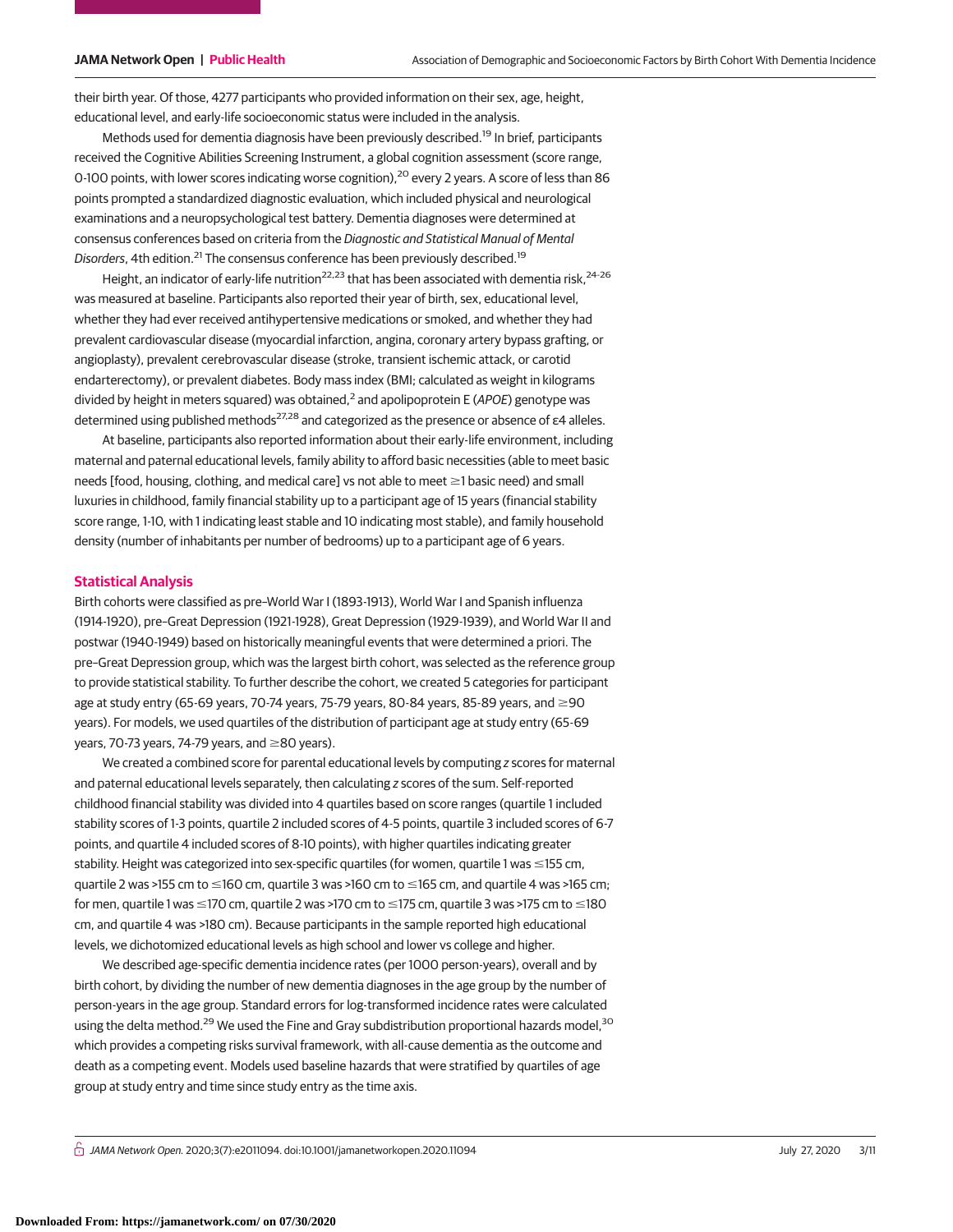their birth year. Of those, 4277 participants who provided information on their sex, age, height, educational level, and early-life socioeconomic status were included in the analysis.

Methods used for dementia diagnosis have been previously described.[19] In brief, participants received the Cognitive Abilities Screening Instrument, a global cognition assessment (score range, 0-100 points, with lower scores indicating worse cognition),[20] every 2 years. A score of less than 86 points prompted a standardized diagnostic evaluation, which included physical and neurological examinations and a neuropsychological test battery. Dementia diagnoses were determined at consensus conferences based on criteria from the *Diagnostic and Statistical Manual of Mental Disorders*, 4th edition.[21] The consensus conference has been previously described.[19]

Height, an indicator of early-life nutrition[22,23] that has been associated with dementia risk,[24-26] was measured at baseline. Participants also reported their year of birth, sex, educational level, whether they had ever received antihypertensive medications or smoked, and whether they had prevalent cardiovascular disease (myocardial infarction, angina, coronary artery bypass grafting, or angioplasty), prevalent cerebrovascular disease (stroke, transient ischemic attack, or carotid endarterectomy), or prevalent diabetes. Body mass index (BMI; calculated as weight in kilograms divided by height in meters squared) was obtained,[2] and apolipoprotein E (*APOE*) genotype was determined using published methods[27,28] and categorized as the presence or absence of ε4 alleles.

At baseline, participants also reported information about their early-life environment, including maternal and paternal educational levels, family ability to afford basic necessities (able to meet basic needs [food, housing, clothing, and medical care] vs not able to meet ≥1 basic need) and small luxuries in childhood, family financial stability up to a participant age of 15 years (financial stability score range, 1-10, with 1 indicating least stable and 10 indicating most stable), and family household density (number of inhabitants per number of bedrooms) up to a participant age of 6 years.

## Statistical Analysis

Birth cohorts were classified as pre–World War I (1893-1913), World War I and Spanish influenza (1914-1920), pre–Great Depression (1921-1928), Great Depression (1929-1939), and World War II and postwar (1940-1949) based on historically meaningful events that were determined a priori. The pre–Great Depression group, which was the largest birth cohort, was selected as the reference group to provide statistical stability. To further describe the cohort, we created 5 categories for participant age at study entry (65-69 years, 70-74 years, 75-79 years, 80-84 years, 85-89 years, and ≥90 years). For models, we used quartiles of the distribution of participant age at study entry (65-69 years, 70-73 years, 74-79 years, and ≥80 years).

We created a combined score for parental educational levels by computing *z* scores for maternal and paternal educational levels separately, then calculating *z* scores of the sum. Self-reported childhood financial stability was divided into 4 quartiles based on score ranges (quartile 1 included stability scores of 1-3 points, quartile 2 included scores of 4-5 points, quartile 3 included scores of 6-7 points, and quartile 4 included scores of 8-10 points), with higher quartiles indicating greater stability. Height was categorized into sex-specific quartiles (for women, quartile 1 was ≤155 cm, quartile 2 was >155 cm to ≤160 cm, quartile 3 was >160 cm to ≤165 cm, and quartile 4 was >165 cm; for men, quartile 1 was ≤170 cm, quartile 2 was >170 cm to ≤175 cm, quartile 3 was >175 cm to ≤180 cm, and quartile 4 was >180 cm). Because participants in the sample reported high educational levels, we dichotomized educational levels as high school and lower vs college and higher.

We described age-specific dementia incidence rates (per 1000 person-years), overall and by birth cohort, by dividing the number of new dementia diagnoses in the age group by the number of person-years in the age group. Standard errors for log-transformed incidence rates were calculated using the delta method.[29] We used the Fine and Gray subdistribution proportional hazards model,[30] which provides a competing risks survival framework, with all-cause dementia as the outcome and death as a competing event. Models used baseline hazards that were stratified by quartiles of age group at study entry and time since study entry as the time axis.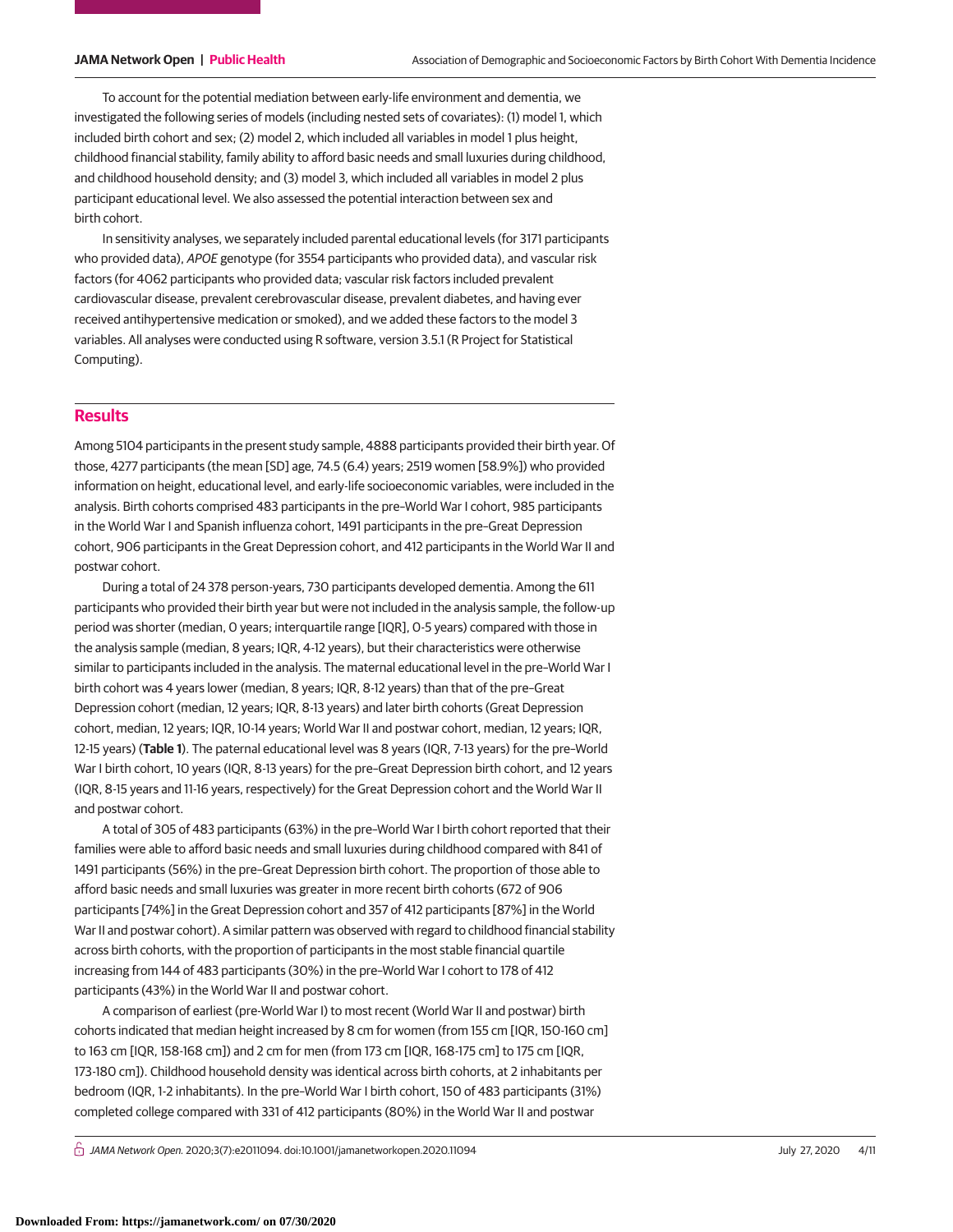To account for the potential mediation between early-life environment and dementia, we investigated the following series of models (including nested sets of covariates): (1) model 1, which included birth cohort and sex; (2) model 2, which included all variables in model 1 plus height, childhood financial stability, family ability to afford basic needs and small luxuries during childhood, and childhood household density; and (3) model 3, which included all variables in model 2 plus participant educational level. We also assessed the potential interaction between sex and birth cohort.

In sensitivity analyses, we separately included parental educational levels (for 3171 participants who provided data), *APOE* genotype (for 3554 participants who provided data), and vascular risk factors (for 4062 participants who provided data; vascular risk factors included prevalent cardiovascular disease, prevalent cerebrovascular disease, prevalent diabetes, and having ever received antihypertensive medication or smoked), and we added these factors to the model 3 variables. All analyses were conducted using R software, version 3.5.1 (R Project for Statistical Computing).

## Results

Among 5104 participants in the present study sample, 4888 participants provided their birth year. Of those, 4277 participants (the mean [SD] age, 74.5 (6.4) years; 2519 women [58.9%]) who provided information on height, educational level, and early-life socioeconomic variables, were included in the analysis. Birth cohorts comprised 483 participants in the pre–World War I cohort, 985 participants in the World War I and Spanish influenza cohort, 1491 participants in the pre–Great Depression cohort, 906 participants in the Great Depression cohort, and 412 participants in the World War II and postwar cohort.

During a total of 24 378 person-years, 730 participants developed dementia. Among the 611 participants who provided their birth year but were not included in the analysis sample, the follow-up period was shorter (median, 0 years; interquartile range [IQR], 0-5 years) compared with those in the analysis sample (median, 8 years; IQR, 4-12 years), but their characteristics were otherwise similar to participants included in the analysis. The maternal educational level in the pre–World War I birth cohort was 4 years lower (median, 8 years; IQR, 8-12 years) than that of the pre–Great Depression cohort (median, 12 years; IQR, 8-13 years) and later birth cohorts (Great Depression cohort, median, 12 years; IQR, 10-14 years; World War II and postwar cohort, median, 12 years; IQR, 12-15 years) (**Table 1**). The paternal educational level was 8 years (IQR, 7-13 years) for the pre–World War I birth cohort, 10 years (IQR, 8-13 years) for the pre–Great Depression birth cohort, and 12 years (IQR, 8-15 years and 11-16 years, respectively) for the Great Depression cohort and the World War II and postwar cohort.

A total of 305 of 483 participants (63%) in the pre–World War I birth cohort reported that their families were able to afford basic needs and small luxuries during childhood compared with 841 of 1491 participants (56%) in the pre–Great Depression birth cohort. The proportion of those able to afford basic needs and small luxuries was greater in more recent birth cohorts (672 of 906 participants [74%] in the Great Depression cohort and 357 of 412 participants [87%] in the World War II and postwar cohort). A similar pattern was observed with regard to childhood financial stability across birth cohorts, with the proportion of participants in the most stable financial quartile increasing from 144 of 483 participants (30%) in the pre–World War I cohort to 178 of 412 participants (43%) in the World War II and postwar cohort.

A comparison of earliest (pre–World War I) to most recent (World War II and postwar) birth cohorts indicated that median height increased by 8 cm for women (from 155 cm [IQR, 150-160 cm] to 163 cm [IQR, 158-168 cm]) and 2 cm for men (from 173 cm [IQR, 168-175 cm] to 175 cm [IQR, 173-180 cm]). Childhood household density was identical across birth cohorts, at 2 inhabitants per bedroom (IQR, 1-2 inhabitants). In the pre–World War I birth cohort, 150 of 483 participants (31%) completed college compared with 331 of 412 participants (80%) in the World War II and postwar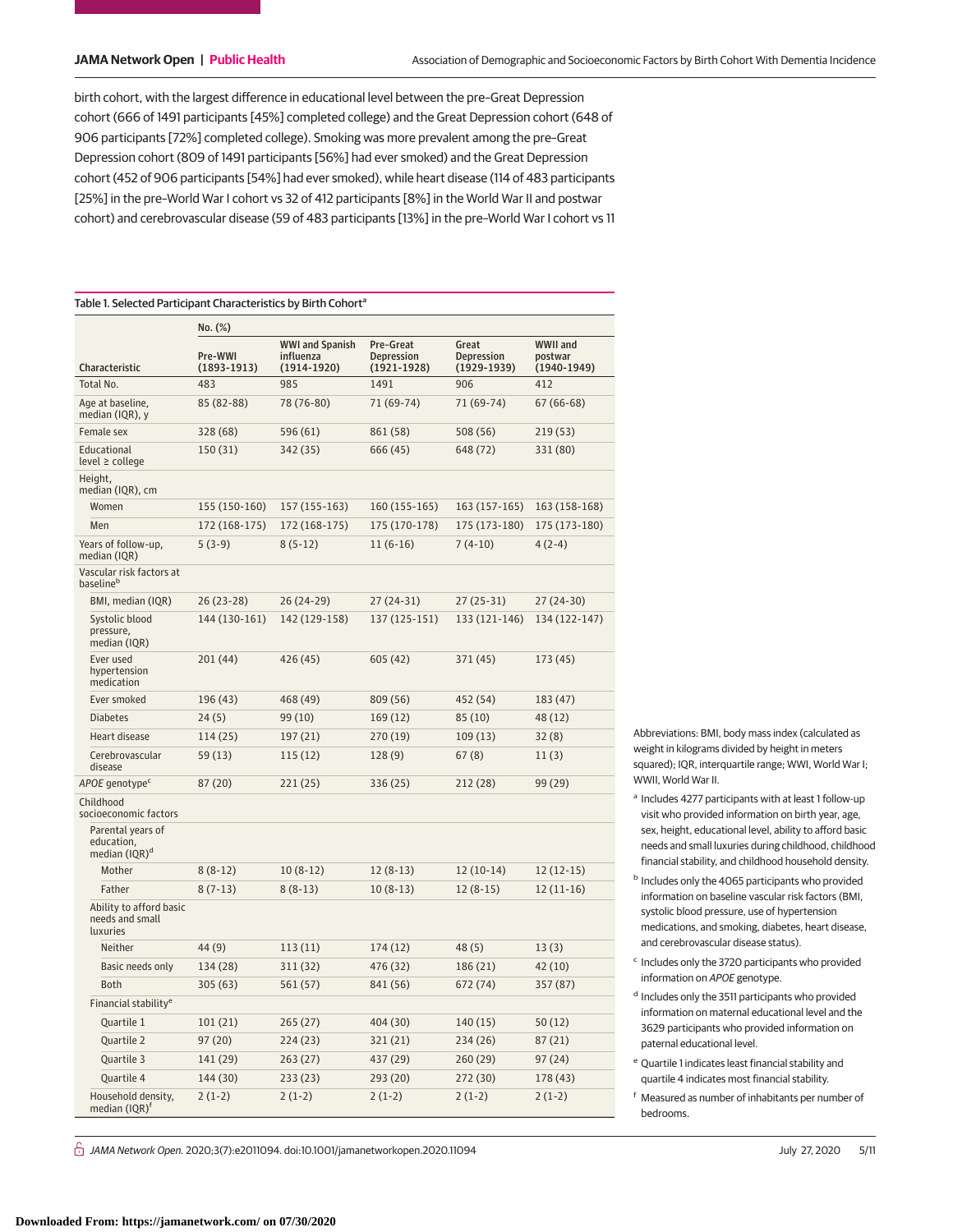birth cohort, with the largest difference in educational level between the pre–Great Depression cohort (666 of 1491 participants [45%] completed college) and the Great Depression cohort (648 of 906 participants [72%] completed college). Smoking was more prevalent among the pre–Great Depression cohort (809 of 1491 participants [56%] had ever smoked) and the Great Depression cohort (452 of 906 participants [54%] had ever smoked), while heart disease (114 of 483 participants [25%] in the pre–World War I cohort vs 32 of 412 participants [8%] in the World War II and postwar cohort) and cerebrovascular disease (59 of 483 participants [13%] in the pre–World War I cohort vs 11

Table 1. Selected Participant Characteristics by Birth Cohort[a]

| Characteristic | No. (%) | | | | |
|---|---|---|---|---|---|
| | Pre-WWI (1893-1913) | WWI and Spanish influenza (1914-1920) | Pre–Great Depression (1921-1928) | Great Depression (1929-1939) | WWII and postwar (1940-1949) |
| Total No. | 483 | 985 | 1491 | 906 | 412 |
| Age at baseline, median (IQR), y | 85 (82-88) | 78 (76-80) | 71 (69-74) | 71 (69-74) | 67 (66-68) |
| Female sex | 328 (68) | 596 (61) | 861 (58) | 508 (56) | 219 (53) |
| Educational level ≥ college | 150 (31) | 342 (35) | 666 (45) | 648 (72) | 331 (80) |
| Height, median (IQR), cm | | | | | |
| Women | 155 (150-160) | 157 (155-163) | 160 (155-165) | 163 (157-165) | 163 (158-168) |
| Men | 172 (168-175) | 172 (168-175) | 175 (170-178) | 175 (173-180) | 175 (173-180) |
| Years of follow-up, median (IQR) | 5 (3-9) | 8 (5-12) | 11 (6-16) | 7 (4-10) | 4 (2-4) |
| Vascular risk factors at baseline[b] | | | | | |
| BMI, median (IQR) | 26 (23-28) | 26 (24-29) | 27 (24-31) | 27 (25-31) | 27 (24-30) |
| Systolic blood pressure, median (IQR) | 144 (130-161) | 142 (129-158) | 137 (125-151) | 133 (121-146) | 134 (122-147) |
| Ever used hypertension medication | 201 (44) | 426 (45) | 605 (42) | 371 (45) | 173 (45) |
| Ever smoked | 196 (43) | 468 (49) | 809 (56) | 452 (54) | 183 (47) |
| Diabetes | 24 (5) | 99 (10) | 169 (12) | 85 (10) | 48 (12) |
| Heart disease | 114 (25) | 197 (21) | 270 (19) | 109 (13) | 32 (8) |
| Cerebrovascular disease | 59 (13) | 115 (12) | 128 (9) | 67 (8) | 11 (3) |
| *APOE* genotype[c] | 87 (20) | 221 (25) | 336 (25) | 212 (28) | 99 (29) |
| Childhood socioeconomic factors | | | | | |
| Parental years of education, median (IQR)[d] | | | | | |
| Mother | 8 (8-12) | 10 (8-12) | 12 (8-13) | 12 (10-14) | 12 (12-15) |
| Father | 8 (7-13) | 8 (8-13) | 10 (8-13) | 12 (8-15) | 12 (11-16) |
| Ability to afford basic needs and small luxuries | | | | | |
| Neither | 44 (9) | 113 (11) | 174 (12) | 48 (5) | 13 (3) |
| Basic needs only | 134 (28) | 311 (32) | 476 (32) | 186 (21) | 42 (10) |
| Both | 305 (63) | 561 (57) | 841 (56) | 672 (74) | 357 (87) |
| Financial stability[e] | | | | | |
| Quartile 1 | 101 (21) | 265 (27) | 404 (30) | 140 (15) | 50 (12) |
| Quartile 2 | 97 (20) | 224 (23) | 321 (21) | 234 (26) | 87 (21) |
| Quartile 3 | 141 (29) | 263 (27) | 437 (29) | 260 (29) | 97 (24) |
| Quartile 4 | 144 (30) | 233 (23) | 293 (20) | 272 (30) | 178 (43) |
| Household density, median (IQR)[f] | 2 (1-2) | 2 (1-2) | 2 (1-2) | 2 (1-2) | 2 (1-2) |

Abbreviations: BMI, body mass index (calculated as weight in kilograms divided by height in meters squared); IQR, interquartile range; WWI, World War I; WWII, World War II.

[a] Includes 4277 participants with at least 1 follow-up visit who provided information on birth year, age, sex, height, educational level, ability to afford basic needs and small luxuries during childhood, childhood financial stability, and childhood household density.

[b] Includes only the 4065 participants who provided information on baseline vascular risk factors (BMI, systolic blood pressure, use of hypertension medications, and smoking, diabetes, heart disease, and cerebrovascular disease status).

[c] Includes only the 3720 participants who provided information on *APOE* genotype.

[d] Includes only the 3511 participants who provided information on maternal educational level and the 3629 participants who provided information on paternal educational level.

[e] Quartile 1 indicates least financial stability and quartile 4 indicates most financial stability.

[f] Measured as number of inhabitants per number of bedrooms.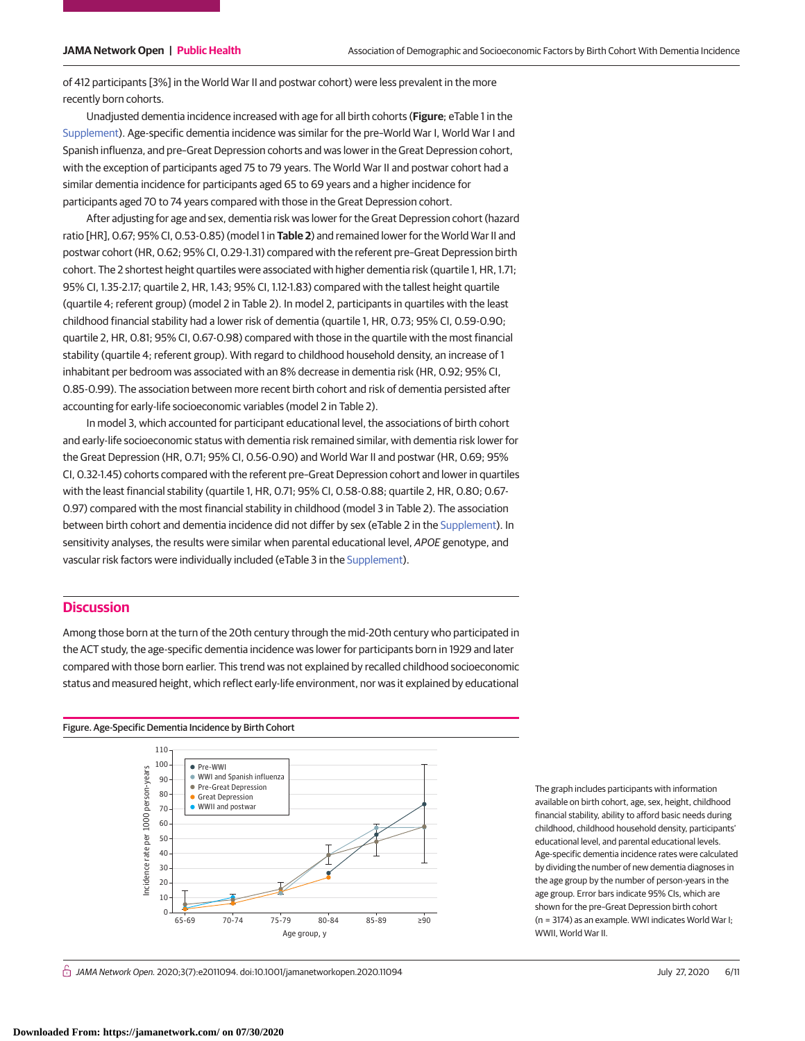of 412 participants [3%] in the World War II and postwar cohort) were less prevalent in the more recently born cohorts.

Unadjusted dementia incidence increased with age for all birth cohorts (**Figure**; eTable 1 in the Supplement). Age-specific dementia incidence was similar for the pre–World War I, World War I and Spanish influenza, and pre–Great Depression cohorts and was lower in the Great Depression cohort, with the exception of participants aged 75 to 79 years. The World War II and postwar cohort had a similar dementia incidence for participants aged 65 to 69 years and a higher incidence for participants aged 70 to 74 years compared with those in the Great Depression cohort.

After adjusting for age and sex, dementia risk was lower for the Great Depression cohort (hazard ratio [HR], 0.67; 95% CI, 0.53-0.85) (model 1 in **Table 2**) and remained lower for the World War II and postwar cohort (HR, 0.62; 95% CI, 0.29-1.31) compared with the referent pre–Great Depression birth cohort. The 2 shortest height quartiles were associated with higher dementia risk (quartile 1, HR, 1.71; 95% CI, 1.35-2.17; quartile 2, HR, 1.43; 95% CI, 1.12-1.83) compared with the tallest height quartile (quartile 4; referent group) (model 2 in Table 2). In model 2, participants in quartiles with the least childhood financial stability had a lower risk of dementia (quartile 1, HR, 0.73; 95% CI, 0.59-0.90; quartile 2, HR, 0.81; 95% CI, 0.67-0.98) compared with those in the quartile with the most financial stability (quartile 4; referent group). With regard to childhood household density, an increase of 1 inhabitant per bedroom was associated with an 8% decrease in dementia risk (HR, 0.92; 95% CI, 0.85-0.99). The association between more recent birth cohort and risk of dementia persisted after accounting for early-life socioeconomic variables (model 2 in Table 2).

In model 3, which accounted for participant educational level, the associations of birth cohort and early-life socioeconomic status with dementia risk remained similar, with dementia risk lower for the Great Depression (HR, 0.71; 95% CI, 0.56-0.90) and World War II and postwar (HR, 0.69; 95% CI, 0.32-1.45) cohorts compared with the referent pre–Great Depression cohort and lower in quartiles with the least financial stability (quartile 1, HR, 0.71; 95% CI, 0.58-0.88; quartile 2, HR, 0.80; 0.67-0.97) compared with the most financial stability in childhood (model 3 in Table 2). The association between birth cohort and dementia incidence did not differ by sex (eTable 2 in the Supplement). In sensitivity analyses, the results were similar when parental educational level, *APOE* genotype, and vascular risk factors were individually included (eTable 3 in the Supplement).

## Discussion

Among those born at the turn of the 20th century through the mid-20th century who participated in the ACT study, the age-specific dementia incidence was lower for participants born in 1929 and later compared with those born earlier. This trend was not explained by recalled childhood socioeconomic status and measured height, which reflect early-life environment, nor was it explained by educational

Figure. Age-Specific Dementia Incidence by Birth Cohort

The graph includes participants with information available on birth cohort, age, sex, height, childhood financial stability, ability to afford basic needs during childhood, childhood household density, participants' educational level, and parental educational levels. Age-specific dementia incidence rates were calculated by dividing the number of new dementia diagnoses in the age group by the number of person-years in the age group. Error bars indicate 95% CIs, which are shown for the pre–Great Depression birth cohort (n = 3174) as an example. WWI indicates World War I; WWII, World War II.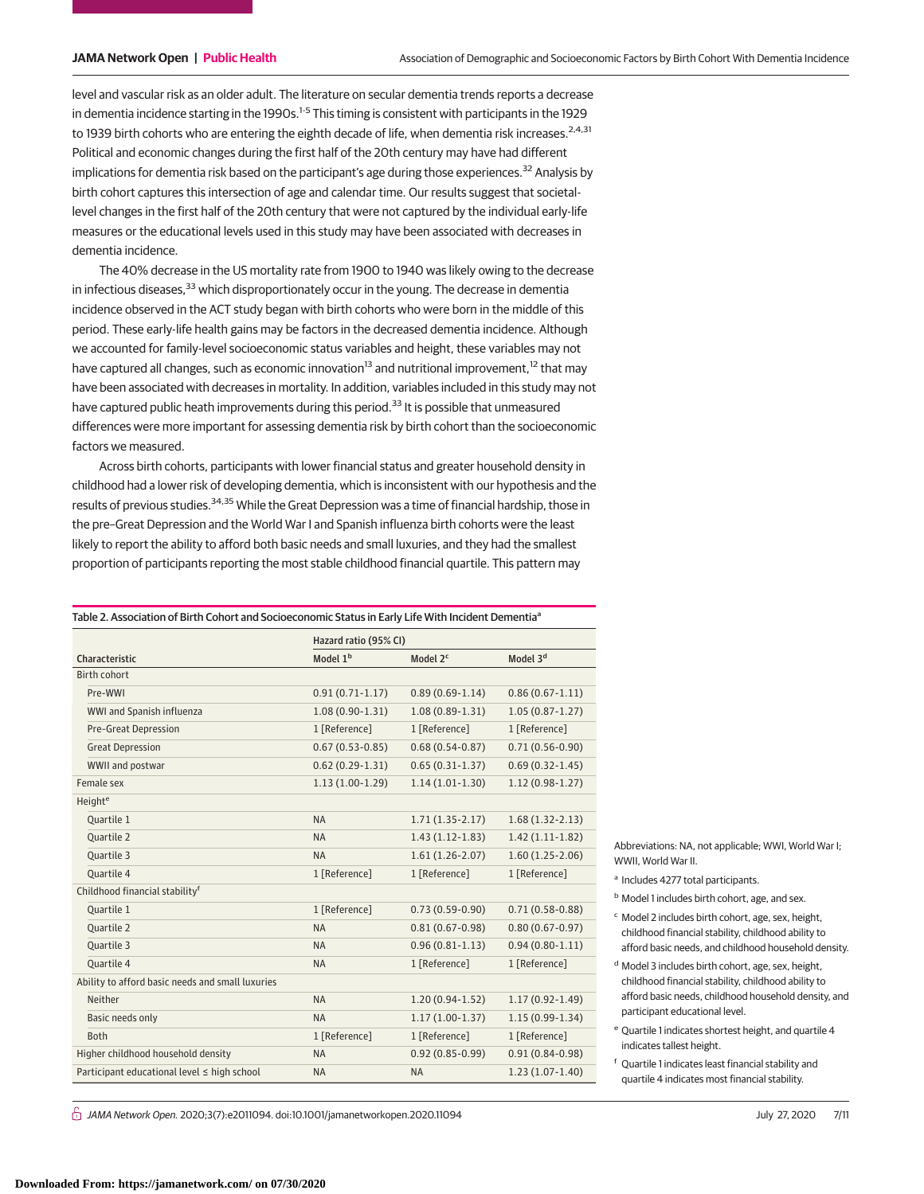level and vascular risk as an older adult. The literature on secular dementia trends reports a decrease in dementia incidence starting in the 1990s.[1-5] This timing is consistent with participants in the 1929 to 1939 birth cohorts who are entering the eighth decade of life, when dementia risk increases.[2,4,31] Political and economic changes during the first half of the 20th century may have had different implications for dementia risk based on the participant's age during those experiences.[32] Analysis by birth cohort captures this intersection of age and calendar time. Our results suggest that societal-level changes in the first half of the 20th century that were not captured by the individual early-life measures or the educational levels used in this study may have been associated with decreases in dementia incidence.

The 40% decrease in the US mortality rate from 1900 to 1940 was likely owing to the decrease in infectious diseases,[33] which disproportionately occur in the young. The decrease in dementia incidence observed in the ACT study began with birth cohorts who were born in the middle of this period. These early-life health gains may be factors in the decreased dementia incidence. Although we accounted for family-level socioeconomic status variables and height, these variables may not have captured all changes, such as economic innovation[13] and nutritional improvement,[12] that may have been associated with decreases in mortality. In addition, variables included in this study may not have captured public heath improvements during this period.[33] It is possible that unmeasured differences were more important for assessing dementia risk by birth cohort than the socioeconomic factors we measured.

Across birth cohorts, participants with lower financial status and greater household density in childhood had a lower risk of developing dementia, which is inconsistent with our hypothesis and the results of previous studies.[34,35] While the Great Depression was a time of financial hardship, those in the pre–Great Depression and the World War I and Spanish influenza birth cohorts were the least likely to report the ability to afford both basic needs and small luxuries, and they had the smallest proportion of participants reporting the most stable childhood financial quartile. This pattern may

Table 2. Association of Birth Cohort and Socioeconomic Status in Early Life With Incident Dementia[a]

| Characteristic | Hazard ratio (95% CI) | | |
|---|---|---|---|
| | Model 1[b] | Model 2[c] | Model 3[d] |
| **Birth cohort** | | | |
| Pre-WWI | 0.91 (0.71-1.17) | 0.89 (0.69-1.14) | 0.86 (0.67-1.11) |
| WWI and Spanish influenza | 1.08 (0.90-1.31) | 1.08 (0.89-1.31) | 1.05 (0.87-1.27) |
| Pre-Great Depression | 1 [Reference] | 1 [Reference] | 1 [Reference] |
| Great Depression | 0.67 (0.53-0.85) | 0.68 (0.54-0.87) | 0.71 (0.56-0.90) |
| WWII and postwar | 0.62 (0.29-1.31) | 0.65 (0.31-1.37) | 0.69 (0.32-1.45) |
| Female sex | 1.13 (1.00-1.29) | 1.14 (1.01-1.30) | 1.12 (0.98-1.27) |
| **Height[e]** | | | |
| Quartile 1 | NA | 1.71 (1.35-2.17) | 1.68 (1.32-2.13) |
| Quartile 2 | NA | 1.43 (1.12-1.83) | 1.42 (1.11-1.82) |
| Quartile 3 | NA | 1.61 (1.26-2.07) | 1.60 (1.25-2.06) |
| Quartile 4 | 1 [Reference] | 1 [Reference] | 1 [Reference] |
| **Childhood financial stability[f]** | | | |
| Quartile 1 | 1 [Reference] | 0.73 (0.59-0.90) | 0.71 (0.58-0.88) |
| Quartile 2 | NA | 0.81 (0.67-0.98) | 0.80 (0.67-0.97) |
| Quartile 3 | NA | 0.96 (0.81-1.13) | 0.94 (0.80-1.11) |
| Quartile 4 | NA | 1 [Reference] | 1 [Reference] |
| **Ability to afford basic needs and small luxuries** | | | |
| Neither | NA | 1.20 (0.94-1.52) | 1.17 (0.92-1.49) |
| Basic needs only | NA | 1.17 (1.00-1.37) | 1.15 (0.99-1.34) |
| Both | 1 [Reference] | 1 [Reference] | 1 [Reference] |
| Higher childhood household density | NA | 0.92 (0.85-0.99) | 0.91 (0.84-0.98) |
| Participant educational level ≤ high school | NA | NA | 1.23 (1.07-1.40) |

Abbreviations: NA, not applicable; WWI, World War I; WWII, World War II.

[a] Includes 4277 total participants.

[b] Model 1 includes birth cohort, age, and sex.

[c] Model 2 includes birth cohort, age, sex, height, childhood financial stability, childhood ability to afford basic needs, and childhood household density.

[d] Model 3 includes birth cohort, age, sex, height, childhood financial stability, childhood ability to afford basic needs, childhood household density, and participant educational level.

[e] Quartile 1 indicates shortest height, and quartile 4 indicates tallest height.

[f] Quartile 1 indicates least financial stability and quartile 4 indicates most financial stability.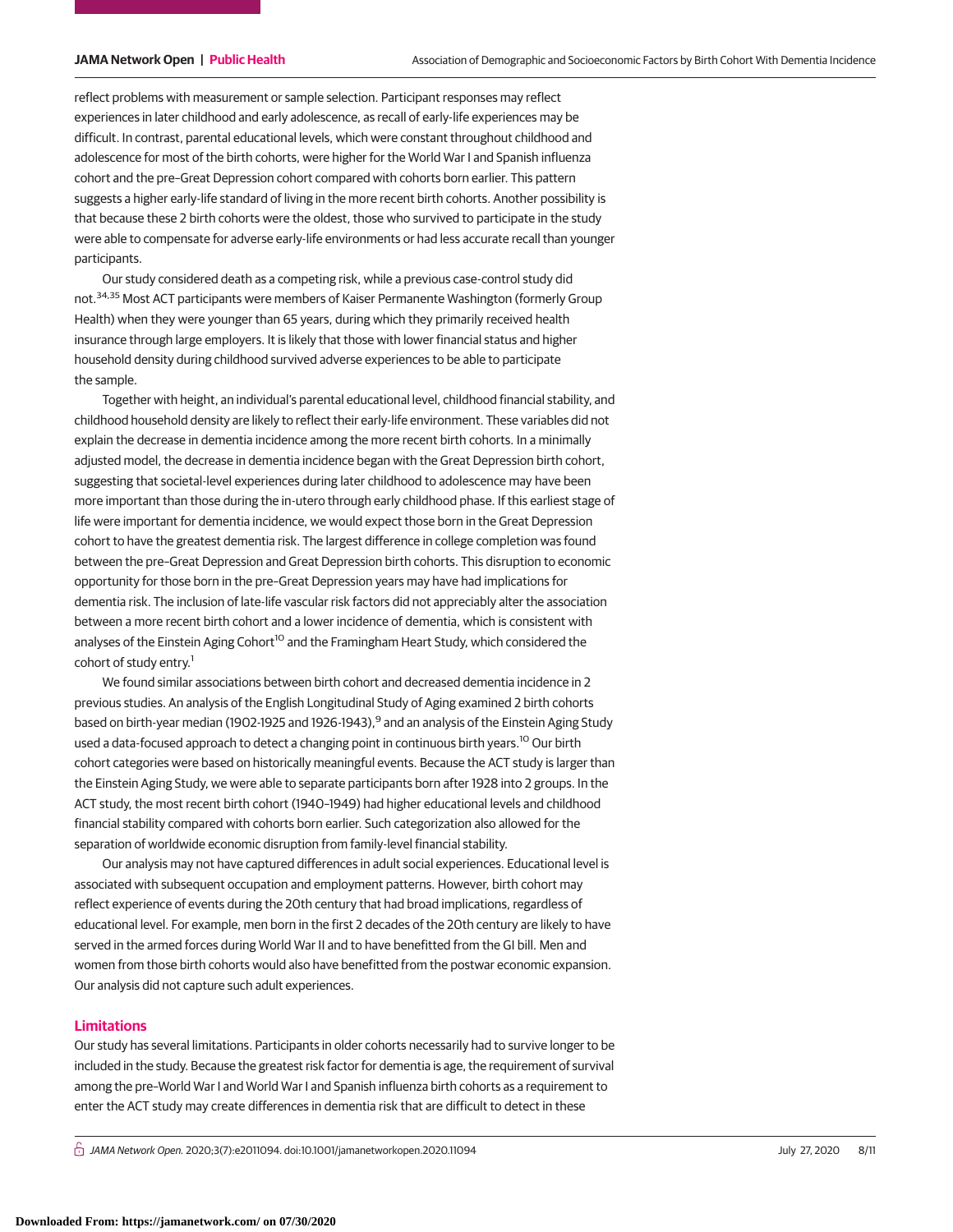reflect problems with measurement or sample selection. Participant responses may reflect experiences in later childhood and early adolescence, as recall of early-life experiences may be difficult. In contrast, parental educational levels, which were constant throughout childhood and adolescence for most of the birth cohorts, were higher for the World War I and Spanish influenza cohort and the pre–Great Depression cohort compared with cohorts born earlier. This pattern suggests a higher early-life standard of living in the more recent birth cohorts. Another possibility is that because these 2 birth cohorts were the oldest, those who survived to participate in the study were able to compensate for adverse early-life environments or had less accurate recall than younger participants.

Our study considered death as a competing risk, while a previous case-control study did not.[34,35] Most ACT participants were members of Kaiser Permanente Washington (formerly Group Health) when they were younger than 65 years, during which they primarily received health insurance through large employers. It is likely that those with lower financial status and higher household density during childhood survived adverse experiences to be able to participate the sample.

Together with height, an individual's parental educational level, childhood financial stability, and childhood household density are likely to reflect their early-life environment. These variables did not explain the decrease in dementia incidence among the more recent birth cohorts. In a minimally adjusted model, the decrease in dementia incidence began with the Great Depression birth cohort, suggesting that societal-level experiences during later childhood to adolescence may have been more important than those during the in-utero through early childhood phase. If this earliest stage of life were important for dementia incidence, we would expect those born in the Great Depression cohort to have the greatest dementia risk. The largest difference in college completion was found between the pre–Great Depression and Great Depression birth cohorts. This disruption to economic opportunity for those born in the pre–Great Depression years may have had implications for dementia risk. The inclusion of late-life vascular risk factors did not appreciably alter the association between a more recent birth cohort and a lower incidence of dementia, which is consistent with analyses of the Einstein Aging Cohort[10] and the Framingham Heart Study, which considered the cohort of study entry.[1]

We found similar associations between birth cohort and decreased dementia incidence in 2 previous studies. An analysis of the English Longitudinal Study of Aging examined 2 birth cohorts based on birth-year median (1902-1925 and 1926-1943),[9] and an analysis of the Einstein Aging Study used a data-focused approach to detect a changing point in continuous birth years.[10] Our birth cohort categories were based on historically meaningful events. Because the ACT study is larger than the Einstein Aging Study, we were able to separate participants born after 1928 into 2 groups. In the ACT study, the most recent birth cohort (1940-1949) had higher educational levels and childhood financial stability compared with cohorts born earlier. Such categorization also allowed for the separation of worldwide economic disruption from family-level financial stability.

Our analysis may not have captured differences in adult social experiences. Educational level is associated with subsequent occupation and employment patterns. However, birth cohort may reflect experience of events during the 20th century that had broad implications, regardless of educational level. For example, men born in the first 2 decades of the 20th century are likely to have served in the armed forces during World War II and to have benefitted from the GI bill. Men and women from those birth cohorts would also have benefitted from the postwar economic expansion. Our analysis did not capture such adult experiences.

## Limitations

Our study has several limitations. Participants in older cohorts necessarily had to survive longer to be included in the study. Because the greatest risk factor for dementia is age, the requirement of survival among the pre–World War I and World War I and Spanish influenza birth cohorts as a requirement to enter the ACT study may create differences in dementia risk that are difficult to detect in these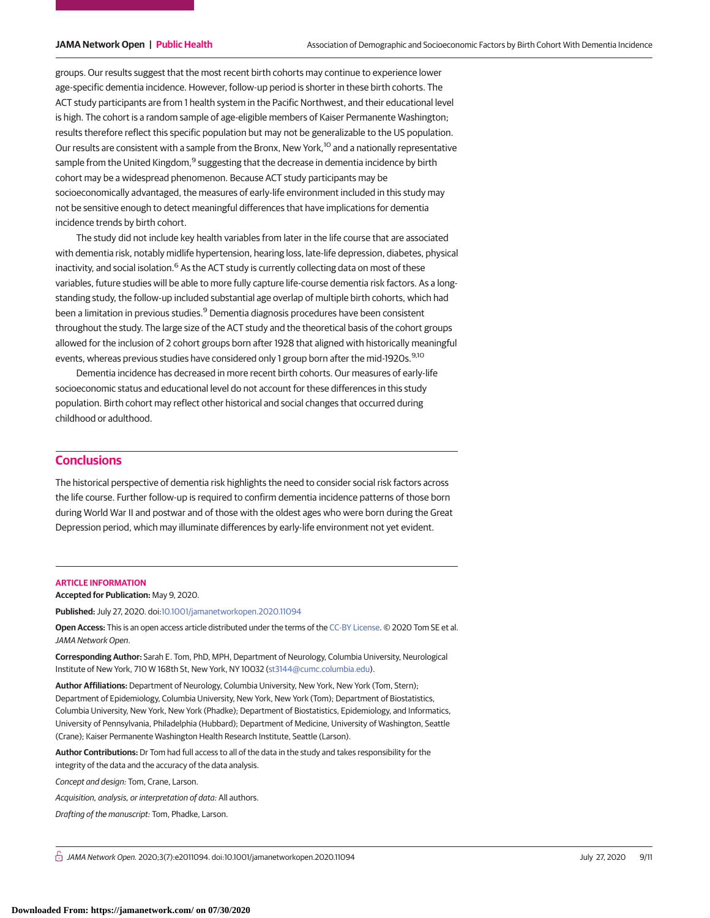groups. Our results suggest that the most recent birth cohorts may continue to experience lower age-specific dementia incidence. However, follow-up period is shorter in these birth cohorts. The ACT study participants are from 1 health system in the Pacific Northwest, and their educational level is high. The cohort is a random sample of age-eligible members of Kaiser Permanente Washington; results therefore reflect this specific population but may not be generalizable to the US population. Our results are consistent with a sample from the Bronx, New York,[10] and a nationally representative sample from the United Kingdom,[9] suggesting that the decrease in dementia incidence by birth cohort may be a widespread phenomenon. Because ACT study participants may be socioeconomically advantaged, the measures of early-life environment included in this study may not be sensitive enough to detect meaningful differences that have implications for dementia incidence trends by birth cohort.

The study did not include key health variables from later in the life course that are associated with dementia risk, notably midlife hypertension, hearing loss, late-life depression, diabetes, physical inactivity, and social isolation.[6] As the ACT study is currently collecting data on most of these variables, future studies will be able to more fully capture life-course dementia risk factors. As a long-standing study, the follow-up included substantial age overlap of multiple birth cohorts, which had been a limitation in previous studies.[9] Dementia diagnosis procedures have been consistent throughout the study. The large size of the ACT study and the theoretical basis of the cohort groups allowed for the inclusion of 2 cohort groups born after 1928 that aligned with historically meaningful events, whereas previous studies have considered only 1 group born after the mid-1920s.[9,10]

Dementia incidence has decreased in more recent birth cohorts. Our measures of early-life socioeconomic status and educational level do not account for these differences in this study population. Birth cohort may reflect other historical and social changes that occurred during childhood or adulthood.

## Conclusions

The historical perspective of dementia risk highlights the need to consider social risk factors across the life course. Further follow-up is required to confirm dementia incidence patterns of those born during World War II and postwar and of those with the oldest ages who were born during the Great Depression period, which may illuminate differences by early-life environment not yet evident.

### ARTICLE INFORMATION

**Accepted for Publication:** May 9, 2020.

**Published:** July 27, 2020. doi:10.1001/jamanetworkopen.2020.11094

**Open Access:** This is an open access article distributed under the terms of the CC-BY License. © 2020 Tom SE et al. *JAMA Network Open*.

**Corresponding Author:** Sarah E. Tom, PhD, MPH, Department of Neurology, Columbia University, Neurological Institute of New York, 710 W 168th St, New York, NY 10032 (st3144@cumc.columbia.edu).

**Author Affiliations:** Department of Neurology, Columbia University, New York, New York (Tom, Stern); Department of Epidemiology, Columbia University, New York, New York (Tom); Department of Biostatistics, Columbia University, New York, New York (Phadke); Department of Biostatistics, Epidemiology, and Informatics, University of Pennsylvania, Philadelphia (Hubbard); Department of Medicine, University of Washington, Seattle (Crane); Kaiser Permanente Washington Health Research Institute, Seattle (Larson).

**Author Contributions:** Dr Tom had full access to all of the data in the study and takes responsibility for the integrity of the data and the accuracy of the data analysis.

*Concept and design:* Tom, Crane, Larson.

*Acquisition, analysis, or interpretation of data:* All authors.

*Drafting of the manuscript:* Tom, Phadke, Larson.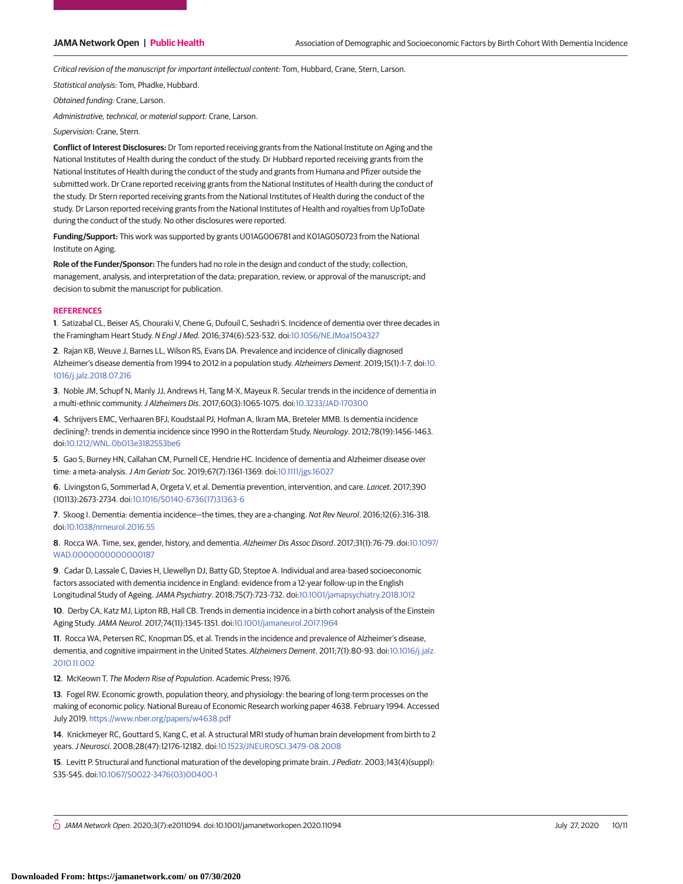*Critical revision of the manuscript for important intellectual content:* Tom, Hubbard, Crane, Stern, Larson.

*Statistical analysis:* Tom, Phadke, Hubbard.

*Obtained funding:* Crane, Larson.

*Administrative, technical, or material support:* Crane, Larson.

*Supervision:* Crane, Stern.

**Conflict of Interest Disclosures:** Dr Tom reported receiving grants from the National Institute on Aging and the National Institutes of Health during the conduct of the study. Dr Hubbard reported receiving grants from the National Institutes of Health during the conduct of the study and grants from Humana and Pfizer outside the submitted work. Dr Crane reported receiving grants from the National Institutes of Health during the conduct of the study. Dr Stern reported receiving grants from the National Institutes of Health during the conduct of the study. Dr Larson reported receiving grants from the National Institutes of Health and royalties from UpToDate during the conduct of the study. No other disclosures were reported.

**Funding/Support:** This work was supported by grants U01AG006781 and K01AG050723 from the National Institute on Aging.

**Role of the Funder/Sponsor:** The funders had no role in the design and conduct of the study; collection, management, analysis, and interpretation of the data; preparation, review, or approval of the manuscript; and decision to submit the manuscript for publication.

## REFERENCES

**1**. Satizabal CL, Beiser AS, Chouraki V, Chene G, Dufouil C, Seshadri S. Incidence of dementia over three decades in the Framingham Heart Study. *N Engl J Med*. 2016;374(6):523-532. doi:10.1056/NEJMoa1504327

**2**. Rajan KB, Weuve J, Barnes LL, Wilson RS, Evans DA. Prevalence and incidence of clinically diagnosed Alzheimer's disease dementia from 1994 to 2012 in a population study. *Alzheimers Dement*. 2019;15(1):1-7. doi:10.1016/j.jalz.2018.07.216

**3**. Noble JM, Schupf N, Manly JJ, Andrews H, Tang M-X, Mayeux R. Secular trends in the incidence of dementia in a multi-ethnic community. *J Alzheimers Dis*. 2017;60(3):1065-1075. doi:10.3233/JAD-170300

**4**. Schrijvers EMC, Verhaaren BFJ, Koudstaal PJ, Hofman A, Ikram MA, Breteler MMB. Is dementia incidence declining?: trends in dementia incidence since 1990 in the Rotterdam Study. *Neurology*. 2012;78(19):1456-1463. doi:10.1212/WNL.0b013e3182553be6

**5**. Gao S, Burney HN, Callahan CM, Purnell CE, Hendrie HC. Incidence of dementia and Alzheimer disease over time: a meta-analysis. *J Am Geriatr Soc*. 2019;67(7):1361-1369. doi:10.1111/jgs.16027

**6**. Livingston G, Sommerlad A, Orgeta V, et al. Dementia prevention, intervention, and care. *Lancet*. 2017;390 (10113):2673-2734. doi:10.1016/S0140-6736(17)31363-6

**7**. Skoog I. Dementia: dementia incidence—the times, they are a-changing. *Nat Rev Neurol*. 2016;12(6):316-318. doi:10.1038/nrneurol.2016.55

**8**. Rocca WA. Time, sex, gender, history, and dementia. *Alzheimer Dis Assoc Disord*. 2017;31(1):76-79. doi:10.1097/WAD.0000000000000187

**9**. Cadar D, Lassale C, Davies H, Llewellyn DJ, Batty GD, Steptoe A. Individual and area-based socioeconomic factors associated with dementia incidence in England: evidence from a 12-year follow-up in the English Longitudinal Study of Ageing. *JAMA Psychiatry*. 2018;75(7):723-732. doi:10.1001/jamapsychiatry.2018.1012

**10**. Derby CA, Katz MJ, Lipton RB, Hall CB. Trends in dementia incidence in a birth cohort analysis of the Einstein Aging Study. *JAMA Neurol*. 2017;74(11):1345-1351. doi:10.1001/jamaneurol.2017.1964

**11**. Rocca WA, Petersen RC, Knopman DS, et al. Trends in the incidence and prevalence of Alzheimer's disease, dementia, and cognitive impairment in the United States. *Alzheimers Dement*. 2011;7(1):80-93. doi:10.1016/j.jalz.2010.11.002

**12**. McKeown T. *The Modern Rise of Population*. Academic Press; 1976.

**13**. Fogel RW. Economic growth, population theory, and physiology: the bearing of long-term processes on the making of economic policy. National Bureau of Economic Research working paper 4638. February 1994. Accessed July 2019. https://www.nber.org/papers/w4638.pdf

**14**. Knickmeyer RC, Gouttard S, Kang C, et al. A structural MRI study of human brain development from birth to 2 years. *J Neurosci*. 2008;28(47):12176-12182. doi:10.1523/JNEUROSCI.3479-08.2008

**15**. Levitt P. Structural and functional maturation of the developing primate brain. *J Pediatr*. 2003;143(4)(suppl): S35-S45. doi:10.1067/S0022-3476(03)00400-1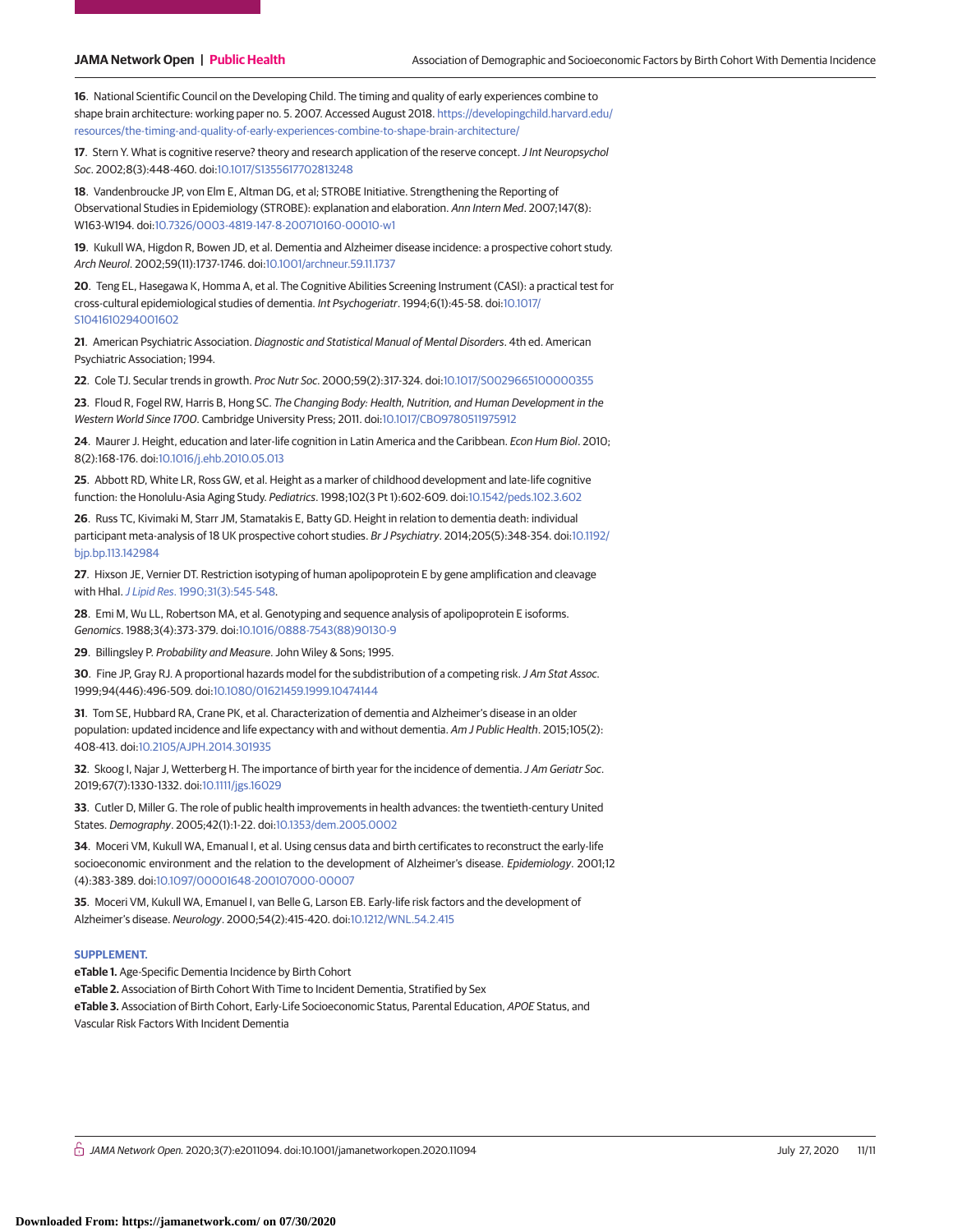16. National Scientific Council on the Developing Child. The timing and quality of early experiences combine to shape brain architecture: working paper no. 5. 2007. Accessed August 2018. https://developingchild.harvard.edu/resources/the-timing-and-quality-of-early-experiences-combine-to-shape-brain-architecture/

17. Stern Y. What is cognitive reserve? theory and research application of the reserve concept. *J Int Neuropsychol Soc*. 2002;8(3):448-460. doi:10.1017/S1355617702813248

18. Vandenbroucke JP, von Elm E, Altman DG, et al; STROBE Initiative. Strengthening the Reporting of Observational Studies in Epidemiology (STROBE): explanation and elaboration. *Ann Intern Med*. 2007;147(8):W163-W194. doi:10.7326/0003-4819-147-8-200710160-00010-w1

19. Kukull WA, Higdon R, Bowen JD, et al. Dementia and Alzheimer disease incidence: a prospective cohort study. *Arch Neurol*. 2002;59(11):1737-1746. doi:10.1001/archneur.59.11.1737

20. Teng EL, Hasegawa K, Homma A, et al. The Cognitive Abilities Screening Instrument (CASI): a practical test for cross-cultural epidemiological studies of dementia. *Int Psychogeriatr*. 1994;6(1):45-58. doi:10.1017/S1041610294001602

21. American Psychiatric Association. *Diagnostic and Statistical Manual of Mental Disorders*. 4th ed. American Psychiatric Association; 1994.

22. Cole TJ. Secular trends in growth. *Proc Nutr Soc*. 2000;59(2):317-324. doi:10.1017/S0029665100000355

23. Floud R, Fogel RW, Harris B, Hong SC. *The Changing Body: Health, Nutrition, and Human Development in the Western World Since 1700*. Cambridge University Press; 2011. doi:10.1017/CBO9780511975912

24. Maurer J. Height, education and later-life cognition in Latin America and the Caribbean. *Econ Hum Biol*. 2010;8(2):168-176. doi:10.1016/j.ehb.2010.05.013

25. Abbott RD, White LR, Ross GW, et al. Height as a marker of childhood development and late-life cognitive function: the Honolulu-Asia Aging Study. *Pediatrics*. 1998;102(3 Pt 1):602-609. doi:10.1542/peds.102.3.602

26. Russ TC, Kivimaki M, Starr JM, Stamatakis E, Batty GD. Height in relation to dementia death: individual participant meta-analysis of 18 UK prospective cohort studies. *Br J Psychiatry*. 2014;205(5):348-354. doi:10.1192/bjp.bp.113.142984

27. Hixson JE, Vernier DT. Restriction isotyping of human apolipoprotein E by gene amplification and cleavage with HhaI. *J Lipid Res*. 1990;31(3):545-548.

28. Emi M, Wu LL, Robertson MA, et al. Genotyping and sequence analysis of apolipoprotein E isoforms. *Genomics*. 1988;3(4):373-379. doi:10.1016/0888-7543(88)90130-9

29. Billingsley P. *Probability and Measure*. John Wiley & Sons; 1995.

30. Fine JP, Gray RJ. A proportional hazards model for the subdistribution of a competing risk. *J Am Stat Assoc*. 1999;94(446):496-509. doi:10.1080/01621459.1999.10474144

31. Tom SE, Hubbard RA, Crane PK, et al. Characterization of dementia and Alzheimer's disease in an older population: updated incidence and life expectancy with and without dementia. *Am J Public Health*. 2015;105(2):408-413. doi:10.2105/AJPH.2014.301935

32. Skoog I, Najar J, Wetterberg H. The importance of birth year for the incidence of dementia. *J Am Geriatr Soc*. 2019;67(7):1330-1332. doi:10.1111/jgs.16029

33. Cutler D, Miller G. The role of public health improvements in health advances: the twentieth-century United States. *Demography*. 2005;42(1):1-22. doi:10.1353/dem.2005.0002

34. Moceri VM, Kukull WA, Emanual I, et al. Using census data and birth certificates to reconstruct the early-life socioeconomic environment and the relation to the development of Alzheimer's disease. *Epidemiology*. 2001;12(4):383-389. doi:10.1097/00001648-200107000-00007

35. Moceri VM, Kukull WA, Emanuel I, van Belle G, Larson EB. Early-life risk factors and the development of Alzheimer's disease. *Neurology*. 2000;54(2):415-420. doi:10.1212/WNL.54.2.415

## SUPPLEMENT.

**eTable 1.** Age-Specific Dementia Incidence by Birth Cohort

**eTable 2.** Association of Birth Cohort With Time to Incident Dementia, Stratified by Sex

**eTable 3.** Association of Birth Cohort, Early-Life Socioeconomic Status, Parental Education, *APOE* Status, and Vascular Risk Factors With Incident Dementia